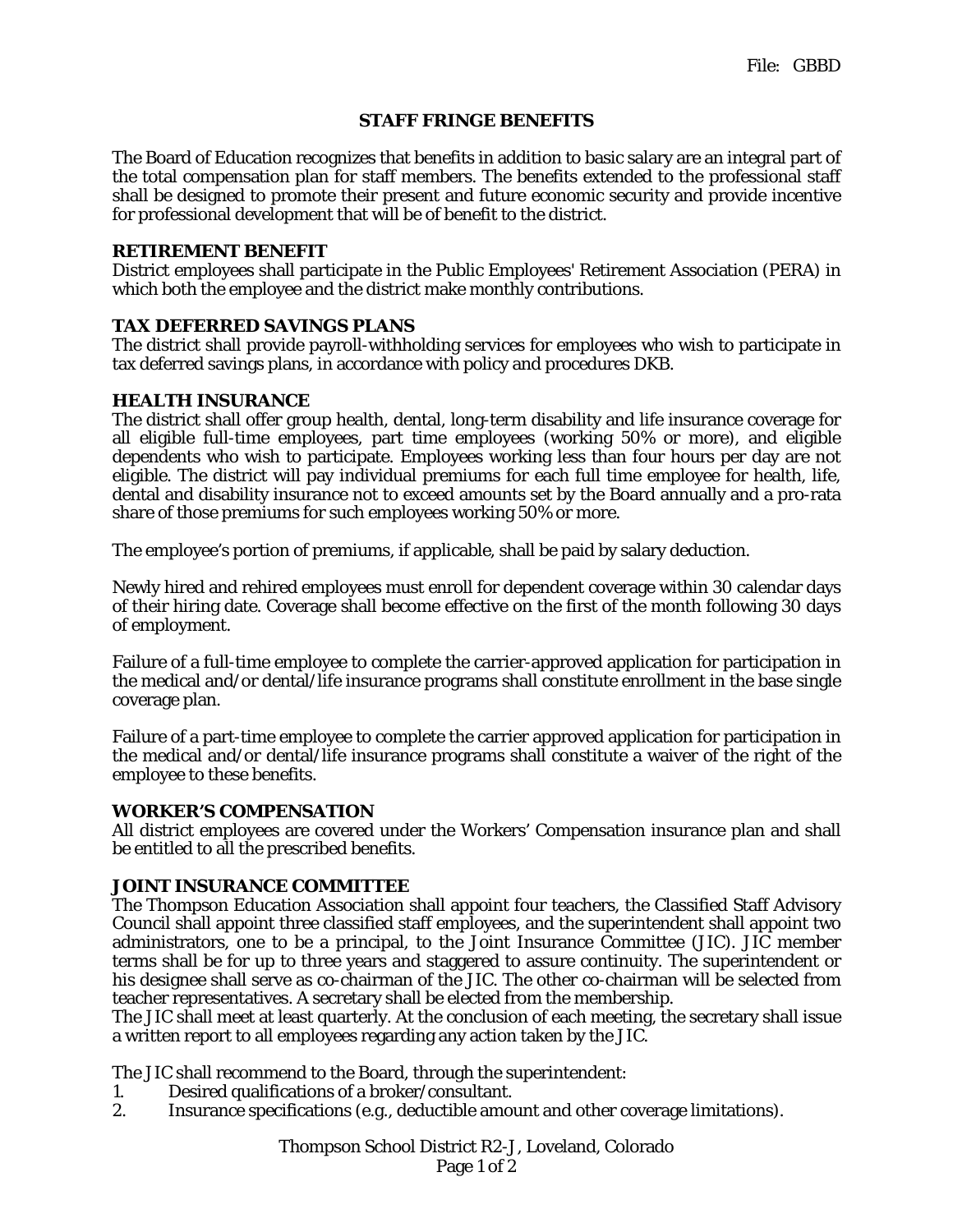File: GBBD

# STAFF FRINGE BENEFITS

The Board of Education recognizes that benefits in addition to basic salary are an integral part of the total compensation plan for staff members. The benefits extended to the professional staff shall be designed to promote their present and future economic security and provide incentive for professional development that will be of benefit to the district.

## RETIREMENT BENEFIT

District employees shall participate in the Public Employees' Retirement Association (PERA) in which both the employee and the district make monthly contributions.

## TAX DEFERRED SAVINGS PLANS

The district shall provide payroll-withholding services for employees who wish to participate in tax deferred savings plans, in accordance with policy and procedures DKB.

## HEALTH INSURANCE

The district shall offer group health, dental, long-term disability and life insurance coverage for all eligible full-time employees, part time employees (working 50% or more), and eligible dependents who wish to participate. Employees working less than four hours per day are not eligible. The district will pay individual premiums for each full time employee for health, life, dental and disability insurance not to exceed amounts set by the Board annually and a pro-rata share of those premiums for such employees working 50% or more.

The employee's portion of premiums, if applicable, shall be paid by salary deduction.

Newly hired and rehired employees must enroll for dependent coverage within 30 calendar days of their hiring date. Coverage shall become effective on the first of the month following 30 days of employment.

Failure of a full-time employee to complete the carrier-approved application for participation in the medical and/or dental/life insurance programs shall constitute enrollment in the base single coverage plan.

Failure of a part-time employee to complete the carrier approved application for participation in the medical and/or dental/life insurance programs shall constitute a waiver of the right of the employee to these benefits.

## WORKER'S COMPENSATION

All district employees are covered under the Workers' Compensation insurance plan and shall be entitled to all the prescribed benefits.

## JOINT INSURANCE COMMITTEE

The Thompson Education Association shall appoint four teachers, the Classified Staff Advisory Council shall appoint three classified staff employees, and the superintendent shall appoint two administrators, one to be a principal, to the Joint Insurance Committee (JIC). JIC member terms shall be for up to three years and staggered to assure continuity. The superintendent or his designee shall serve as co-chairman of the JIC. The other co-chairman will be selected from teacher representatives. A secretary shall be elected from the membership.

The JIC shall meet at least quarterly. At the conclusion of each meeting, the secretary shall issue a written report to all employees regarding any action taken by the JIC.

The JIC shall recommend to the Board, through the superintendent:

1. Desired qualifications of a broker/consultant.
2. Insurance specifications (e.g., deductible amount and other coverage limitations).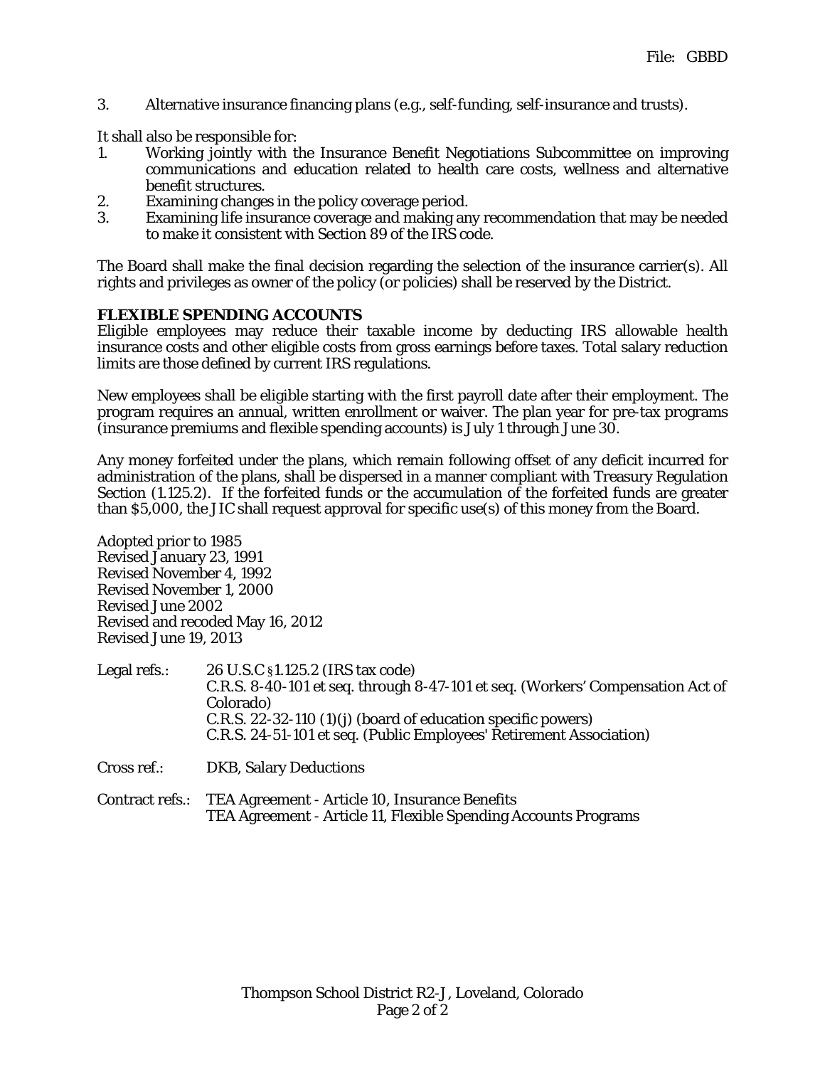3. Alternative insurance financing plans (e.g., self-funding, self-insurance and trusts).

It shall also be responsible for:

1. Working jointly with the Insurance Benefit Negotiations Subcommittee on improving communications and education related to health care costs, wellness and alternative benefit structures.
2. Examining changes in the policy coverage period.
3. Examining life insurance coverage and making any recommendation that may be needed to make it consistent with Section 89 of the IRS code.

The Board shall make the final decision regarding the selection of the insurance carrier(s). All rights and privileges as owner of the policy (or policies) shall be reserved by the District.

**FLEXIBLE SPENDING ACCOUNTS**

Eligible employees may reduce their taxable income by deducting IRS allowable health insurance costs and other eligible costs from gross earnings before taxes. Total salary reduction limits are those defined by current IRS regulations.

New employees shall be eligible starting with the first payroll date after their employment. The program requires an annual, written enrollment or waiver. The plan year for pre-tax programs (insurance premiums and flexible spending accounts) is July 1 through June 30.

Any money forfeited under the plans, which remain following offset of any deficit incurred for administration of the plans, shall be dispersed in a manner compliant with Treasury Regulation Section (1.125.2). If the forfeited funds or the accumulation of the forfeited funds are greater than $5,000, the JIC shall request approval for specific use(s) of this money from the Board.

Adopted prior to 1985
Revised January 23, 1991
Revised November 4, 1992
Revised November 1, 2000
Revised June 2002
Revised and recoded May 16, 2012
Revised June 19, 2013

Legal refs.: 26 U.S.C §1.125.2 (IRS tax code)
C.R.S. 8-40-101 et seq. through 8-47-101 et seq. (Workers' Compensation Act of Colorado)
C.R.S. 22-32-110 (1)(j) (board of education specific powers)
C.R.S. 24-51-101 et seq. (Public Employees' Retirement Association)

Cross ref.: DKB, Salary Deductions

Contract refs.: TEA Agreement - Article 10, Insurance Benefits
TEA Agreement - Article 11, Flexible Spending Accounts Programs